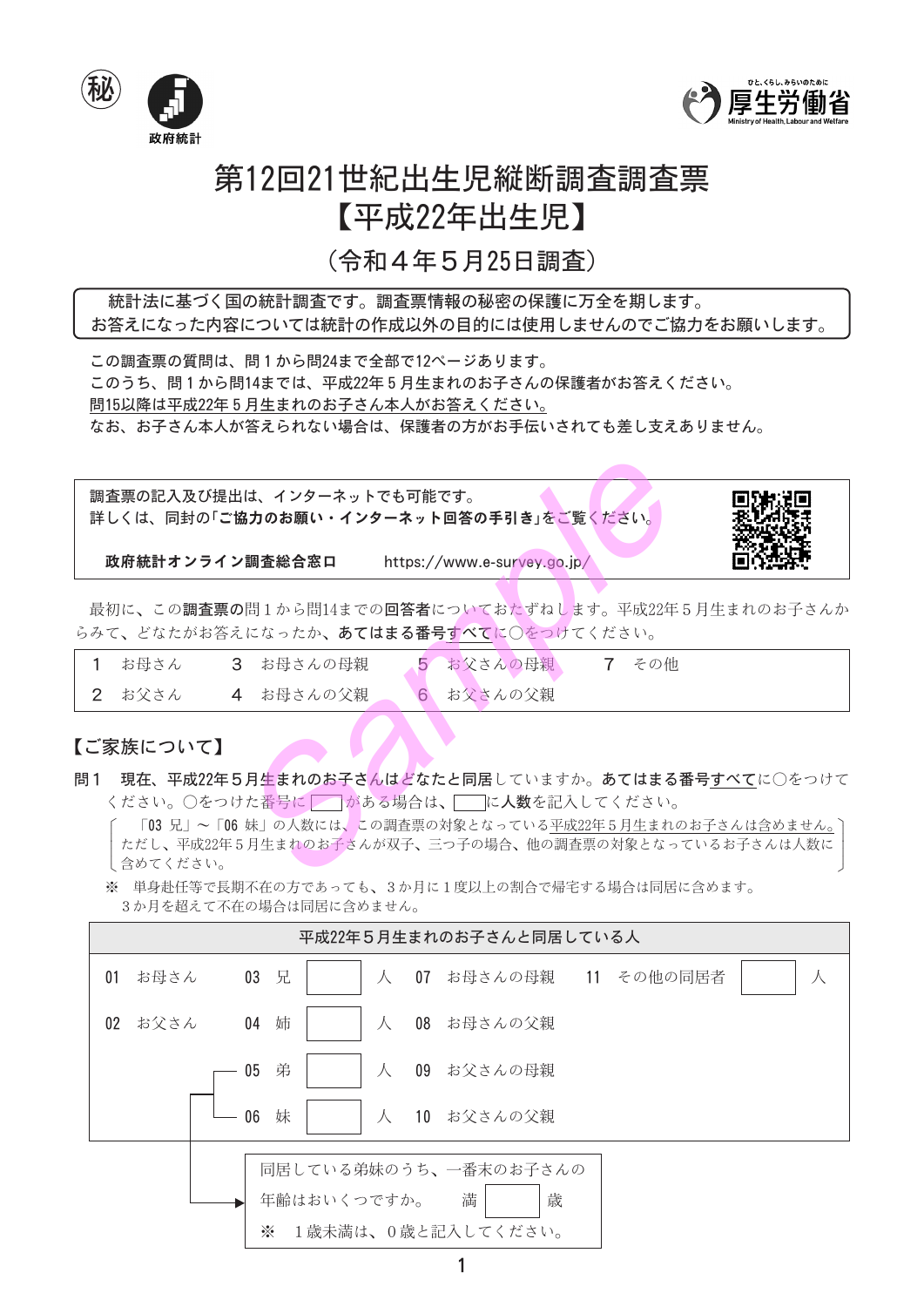㊙ 政府統計

厚生労働省 ひと、くらし、みらいのために Ministry of Health, Labour and Welfare

# 第12回21世紀出生児縦断調査調査票【平成22年出生児】

（令和４年５月25日調査）

統計法に基づく国の統計調査です。調査票情報の秘密の保護に万全を期します。
お答えになった内容については統計の作成以外の目的には使用しませんのでご協力をお願いします。

この調査票の質問は、問１から問24まで全部で12ページあります。
このうち、問１から問14までは、平成22年５月生まれのお子さんの保護者がお答えください。
問15以降は平成22年５月生まれのお子さん本人がお答えください。
なお、お子さん本人が答えられない場合は、保護者の方がお手伝いされても差し支えありません。

調査票の記入及び提出は、インターネットでも可能です。
詳しくは、同封の「**ご協力のお願い・インターネット回答の手引き**」をご覧ください。

**政府統計オンライン調査総合窓口**　https://www.e-survey.go.jp/

最初に、この**調査票**の問１から問14までの**回答者**についておたずねします。平成22年５月生まれのお子さんからみて、どなたがお答えになったか、**あてはまる番号すべて**に○をつけてください。

| | | | |
|---|---|---|---|
| 1　お母さん | 3　お母さんの母親 | 5　お父さんの母親 | 7　その他 |
| 2　お父さん | 4　お母さんの父親 | 6　お父さんの父親 | |

## 【ご家族について】

**問１**　現在、平成22年５月生まれのお子さんはどなたと同居していますか。**あてはまる番号すべて**に○をつけてください。○をつけた番号に［　］がある場合は、［　］に**人数**を記入してください。

（「03 兄」～「06 妹」の人数には、この調査票の対象となっている平成22年５月生まれのお子さんは含めません。ただし、平成22年５月生まれのお子さんが双子、三つ子の場合、他の調査票の対象となっているお子さんは人数に含めてください。）

※　単身赴任等で長期不在の方であっても、３か月に１度以上の割合で帰宅する場合は同居に含めます。
３か月を超えて不在の場合は同居に含めません。

| 平成22年５月生まれのお子さんと同居している人 | | | |
|---|---|---|---|
| 01　お母さん | 03　兄［　］人 | 07　お母さんの母親 | 11　その他の同居者［　］人 |
| 02　お父さん | 04　姉［　］人 | 08　お母さんの父親 | |
| | 05　弟［　］人 | 09　お父さんの母親 | |
| | 06　妹［　］人 | 10　お父さんの父親 | |

→ 同居している弟妹のうち、一番末のお子さんの年齢はおいくつですか。　満［　］歳
※　１歳未満は、０歳と記入してください。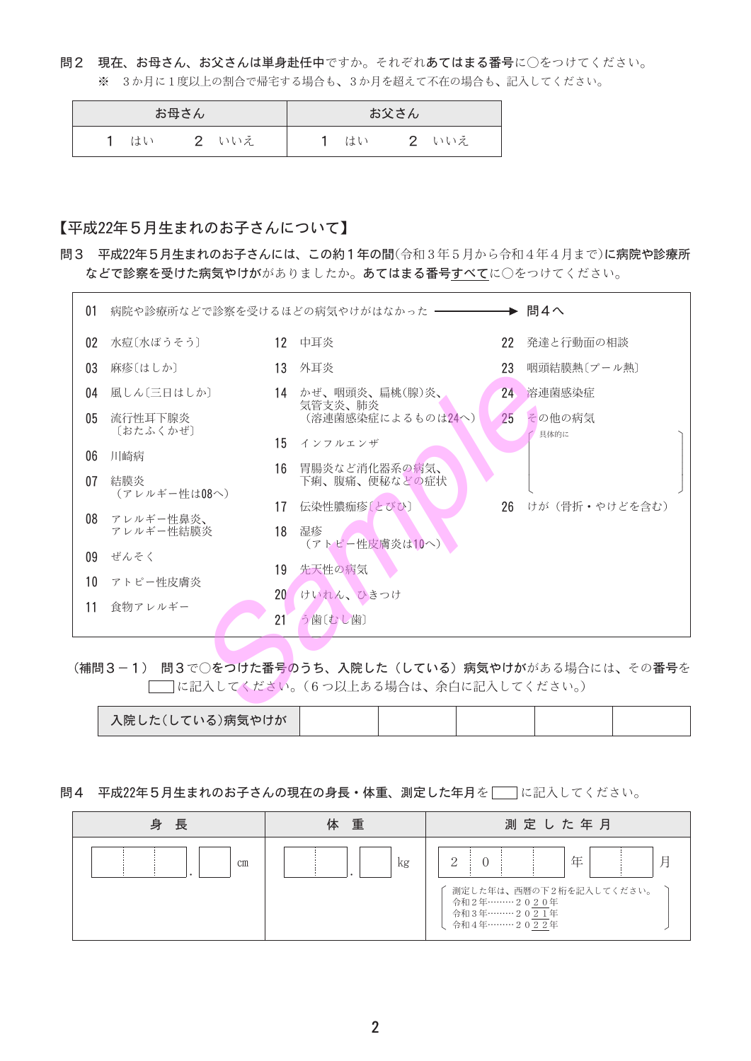**問２　現在、お母さん、お父さんは単身赴任中**ですか。それぞれ**あてはまる番号**に○をつけてください。

※　３か月に１度以上の割合で帰宅する場合も、３か月を超えて不在の場合も、記入してください。

| お母さん | お父さん |
| --- | --- |
| １　はい　　２　いいえ | １　はい　　２　いいえ |

## 【平成22年５月生まれのお子さんについて】

**問３　平成22年５月生まれのお子さんには、この約１年の間**（令和３年５月から令和４年４月まで）**に病院や診療所などで診察を受けた病気やけが**がありましたか。**あてはまる番号すべて**に○をつけてください。

01　病院や診療所などで診察を受けるほどの病気やけがはなかった ──→ **問４へ**

02　水痘〔水ぼうそう〕
03　麻疹〔はしか〕
04　風しん〔三日はしか〕
05　流行性耳下腺炎〔おたふくかぜ〕
06　川崎病
07　結膜炎（アレルギー性は08へ）
08　アレルギー性鼻炎、アレルギー性結膜炎
09　ぜんそく
10　アトピー性皮膚炎
11　食物アレルギー
12　中耳炎
13　外耳炎
14　かぜ、咽頭炎、扁桃(腺)炎、気管支炎、肺炎（溶連菌感染症によるものは24へ）
15　インフルエンザ
16　胃腸炎など消化器系の病気、下痢、腹痛、便秘などの症状
17　伝染性膿痂疹〔とびひ〕
18　湿疹（アトピー性皮膚炎は10へ）
19　先天性の病気
20　けいれん、ひきつけ
21　う歯〔むし歯〕
22　発達と行動面の相談
23　咽頭結膜熱〔プール熱〕
24　溶連菌感染症
25　その他の病気（具体的に　　　　）
26　けが（骨折・やけどを含む）

（補問３－１）　**問３で○をつけた番号のうち、入院した（している）病気やけが**がある場合には、その**番号**を［　］に記入してください。（６つ以上ある場合は、余白に記入してください。）

| 入院した(している)病気やけが | | | | | |
| --- | --- | --- | --- | --- | --- |

**問４　平成22年５月生まれのお子さんの現在の身長・体重、測定した年月**を［　］に記入してください。

| 身　長 | 体　重 | 測 定 し た 年 月 |
| --- | --- | --- |
| ［　］［　］［　］.［　］ cm | ［　］［　］.［　］ kg | ２ ０ ［　］［　］年 ［　］［　］月 |
| | | 測定した年は、西暦の下２桁を記入してください。<br>令和２年………２０２０年<br>令和３年………２０２１年<br>令和４年………２０２２年 |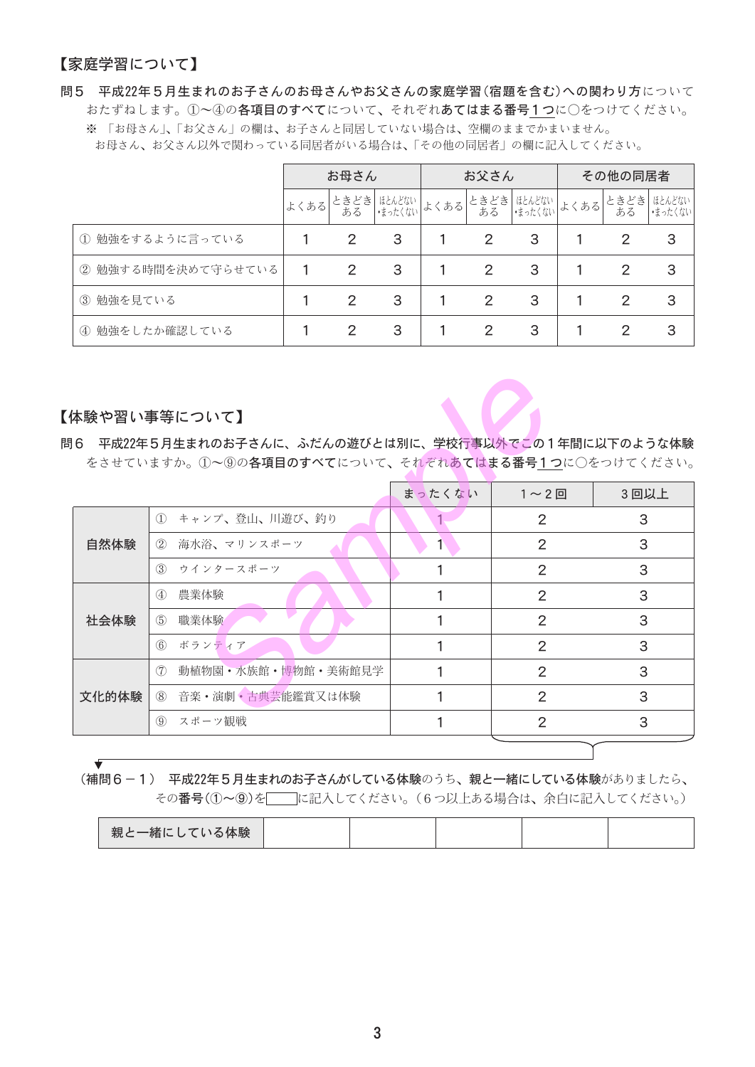## 【家庭学習について】

**問５　平成22年５月生まれのお子さんのお母さんやお父さんの家庭学習（宿題を含む）への関わり方**についておたずねします。①〜④の**各項目のすべて**について、それぞれ**あてはまる番号１つ**に○をつけてください。

※ 「お母さん」、「お父さん」の欄は、お子さんと同居していない場合は、空欄のままでかまいません。
お母さん、お父さん以外で関わっている同居者がいる場合は、「その他の同居者」の欄に記入してください。

| | お母さん | | | お父さん | | | その他の同居者 | | |
|---|---|---|---|---|---|---|---|---|---|
| | よくある | ときどきある | ほとんどない・まったくない | よくある | ときどきある | ほとんどない・まったくない | よくある | ときどきある | ほとんどない・まったくない |
| ① 勉強をするように言っている | 1 | 2 | 3 | 1 | 2 | 3 | 1 | 2 | 3 |
| ② 勉強する時間を決めて守らせている | 1 | 2 | 3 | 1 | 2 | 3 | 1 | 2 | 3 |
| ③ 勉強を見ている | 1 | 2 | 3 | 1 | 2 | 3 | 1 | 2 | 3 |
| ④ 勉強をしたか確認している | 1 | 2 | 3 | 1 | 2 | 3 | 1 | 2 | 3 |

## 【体験や習い事等について】

**問６　平成22年５月生まれのお子さんに、ふだんの遊びとは別に、学校行事以外でこの１年間に以下のような体験**をさせていますか。①〜⑨の**各項目のすべて**について、それぞれ**あてはまる番号１つ**に○をつけてください。

| | | まったくない | １〜２回 | ３回以上 |
|---|---|---|---|---|
| 自然体験 | ① キャンプ、登山、川遊び、釣り | 1 | 2 | 3 |
| | ② 海水浴、マリンスポーツ | 1 | 2 | 3 |
| | ③ ウインタースポーツ | 1 | 2 | 3 |
| 社会体験 | ④ 農業体験 | 1 | 2 | 3 |
| | ⑤ 職業体験 | 1 | 2 | 3 |
| | ⑥ ボランティア | 1 | 2 | 3 |
| 文化的体験 | ⑦ 動植物園・水族館・博物館・美術館見学 | 1 | 2 | 3 |
| | ⑧ 音楽・演劇・古典芸能鑑賞又は体験 | 1 | 2 | 3 |
| | ⑨ スポーツ観戦 | 1 | 2 | 3 |

**（補問６－１）　平成22年５月生まれのお子さんがしている体験**のうち、**親と一緒にしている体験**がありましたら、その**番号**（①〜⑨）を□に記入してください。（６つ以上ある場合は、余白に記入してください。）

| 親と一緒にしている体験 | | | | | |
|---|---|---|---|---|---|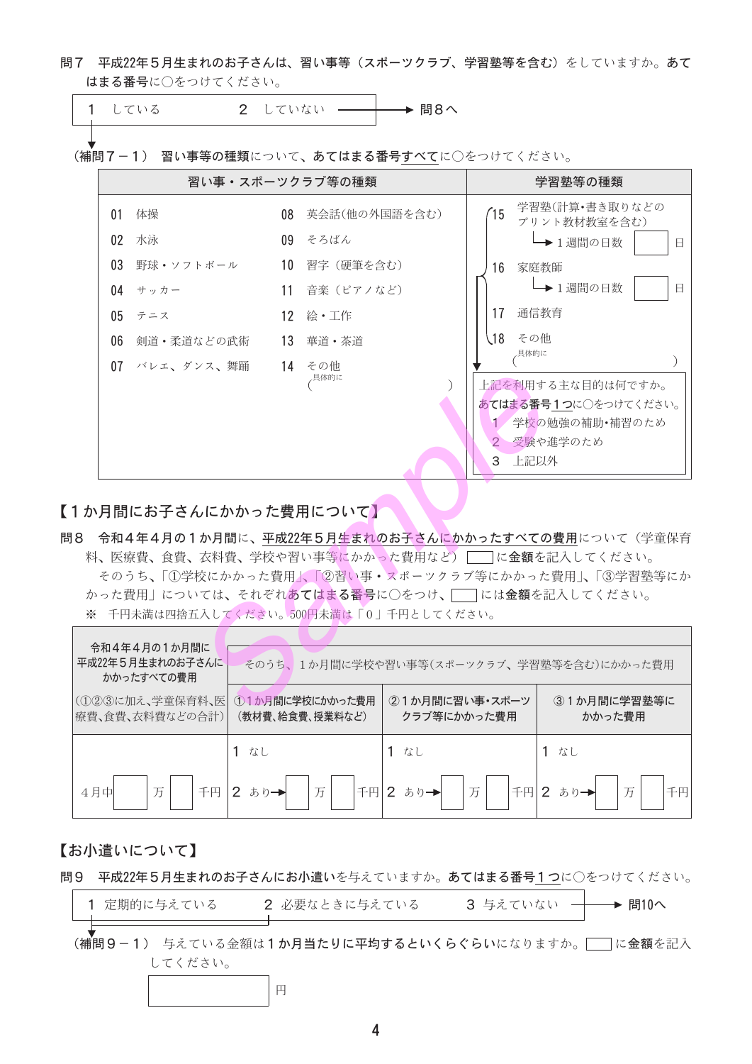問７　平成22年５月生まれのお子さんは、習い事等（スポーツクラブ、学習塾等を含む）をしていますか。あてはまる番号に○をつけてください。

１　している　　　２　していない　→　問８へ

（補問７－１）　習い事等の種類について、あてはまる番号**すべて**に○をつけてください。

| 習い事・スポーツクラブ等の種類 | | 学習塾等の種類 |
|---|---|---|
| 01　体操 | 08　英会話(他の外国語を含む) | 15　学習塾(計算・書き取りなどのプリント教材教室を含む)　→１週間の日数 □ 日 |
| 02　水泳 | 09　そろばん | 16　家庭教師　→１週間の日数 □ 日 |
| 03　野球・ソフトボール | 10　習字（硬筆を含む） | 17　通信教育 |
| 04　サッカー | 11　音楽（ピアノなど） | 18　その他　具体的に（　　　） |
| 05　テニス | 12　絵・工作 | 上記を利用する主な目的は何ですか。あてはまる番号１つに○をつけてください。 |
| 06　剣道・柔道などの武術 | 13　華道・茶道 | １　学校の勉強の補助・補習のため |
| 07　バレエ、ダンス、舞踊 | 14　その他　具体的に（　　　） | ２　受験や進学のため |
| | | ３　上記以外 |

## 【１か月間にお子さんにかかった費用について】

問８　令和４年４月の１か月間に、平成22年５月生まれのお子さんにかかったすべての費用について（学童保育料、医療費、食費、衣料費、学校や習い事等にかかった費用など）□に**金額**を記入してください。

そのうち、「①学校にかかった費用」、「②習い事・スポーツクラブ等にかかった費用」、「③学習塾等にかかった費用」については、それぞれ**あてはまる番号**に○をつけ、□には**金額**を記入してください。

※　千円未満は四捨五入してください。500円未満は「０」千円としてください。

| 令和４年４月の１か月間に平成22年５月生まれのお子さんにかかったすべての費用（①②③に加え、学童保育料、医療費、食費、衣料費などの合計） | そのうち、１か月間に学校や習い事等（スポーツクラブ、学習塾等を含む）にかかった費用 | | |
|---|---|---|---|
| | ①１か月間に学校にかかった費用（教材費、給食費、授業料など） | ②１か月間に習い事・スポーツクラブ等にかかった費用 | ③１か月間に学習塾等にかかった費用 |
| ４月中 □ 万 □ 千円 | １　なし<br>２　あり→ □ 万 □ 千円 | １　なし<br>２　あり→ □ 万 □ 千円 | １　なし<br>２　あり→ □ 万 □ 千円 |

## 【お小遣いについて】

問９　平成22年５月生まれのお子さんに**お小遣い**を与えていますか。あてはまる番号**１つ**に○をつけてください。

１　定期的に与えている　　２　必要なときに与えている　　３　与えていない　→　問10へ

（補問９－１）　与えている金額は**１か月当たりに平均するといくらぐらい**になりますか。□に**金額**を記入してください。

□ 円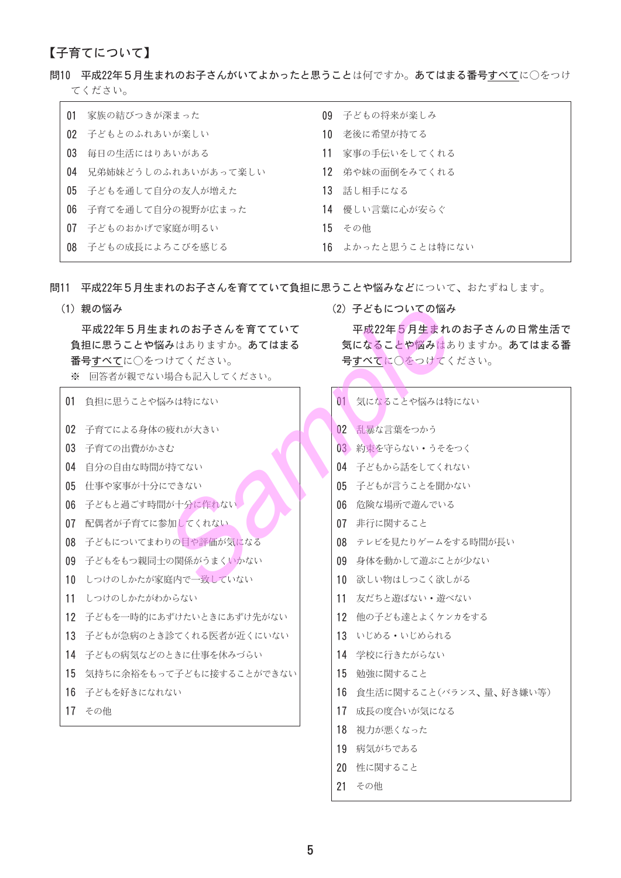## 【子育てについて】

**問10　平成22年５月生まれのお子さんがいてよかったと思うこと**は何ですか。**あてはまる番号すべて**に○をつけてください。

| | | | |
|---|---|---|---|
| 01 | 家族の結びつきが深まった | 09 | 子どもの将来が楽しみ |
| 02 | 子どもとのふれあいが楽しい | 10 | 老後に希望が持てる |
| 03 | 毎日の生活にはりあいがある | 11 | 家事の手伝いをしてくれる |
| 04 | 兄弟姉妹どうしのふれあいがあって楽しい | 12 | 弟や妹の面倒をみてくれる |
| 05 | 子どもを通して自分の友人が増えた | 13 | 話し相手になる |
| 06 | 子育てを通して自分の視野が広まった | 14 | 優しい言葉に心が安らぐ |
| 07 | 子どものおかげで家庭が明るい | 15 | その他 |
| 08 | 子どもの成長によろこびを感じる | 16 | よかったと思うことは特にない |

**問11　平成22年５月生まれのお子さんを育てていて負担に思うことや悩みなど**について、おたずねします。

**(1) 親の悩み**

**平成22年５月生まれのお子さんを育てていて負担に思うことや悩み**はありますか。**あてはまる番号すべて**に○をつけてください。

※　回答者が親でない場合も記入してください。

- 01　負担に思うことや悩みは特にない
- 02　子育てによる身体の疲れが大きい
- 03　子育ての出費がかさむ
- 04　自分の自由な時間が持てない
- 05　仕事や家事が十分にできない
- 06　子どもと過ごす時間が十分に作れない
- 07　配偶者が子育てに参加してくれない
- 08　子どもについてまわりの目や評価が気になる
- 09　子どもをもつ親同士の関係がうまくいかない
- 10　しつけのしかたが家庭内で一致していない
- 11　しつけのしかたがわからない
- 12　子どもを一時的にあずけたいときにあずけ先がない
- 13　子どもが急病のとき診てくれる医者が近くにいない
- 14　子どもの病気などのときに仕事を休みづらい
- 15　気持ちに余裕をもって子どもに接することができない
- 16　子どもを好きになれない
- 17　その他

**(2) 子どもについての悩み**

**平成22年５月生まれのお子さんの日常生活で気になることや悩み**はありますか。**あてはまる番号すべて**に○をつけてください。

- 01　気になることや悩みは特にない
- 02　乱暴な言葉をつかう
- 03　約束を守らない・うそをつく
- 04　子どもから話をしてくれない
- 05　子どもが言うことを聞かない
- 06　危険な場所で遊んでいる
- 07　非行に関すること
- 08　テレビを見たりゲームをする時間が長い
- 09　身体を動かして遊ぶことが少ない
- 10　欲しい物はしつこく欲しがる
- 11　友だちと遊ばない・遊べない
- 12　他の子ども達とよくケンカをする
- 13　いじめる・いじめられる
- 14　学校に行きたがらない
- 15　勉強に関すること
- 16　食生活に関すること(バランス、量、好き嫌い等)
- 17　成長の度合いが気になる
- 18　視力が悪くなった
- 19　病気がちである
- 20　性に関すること
- 21　その他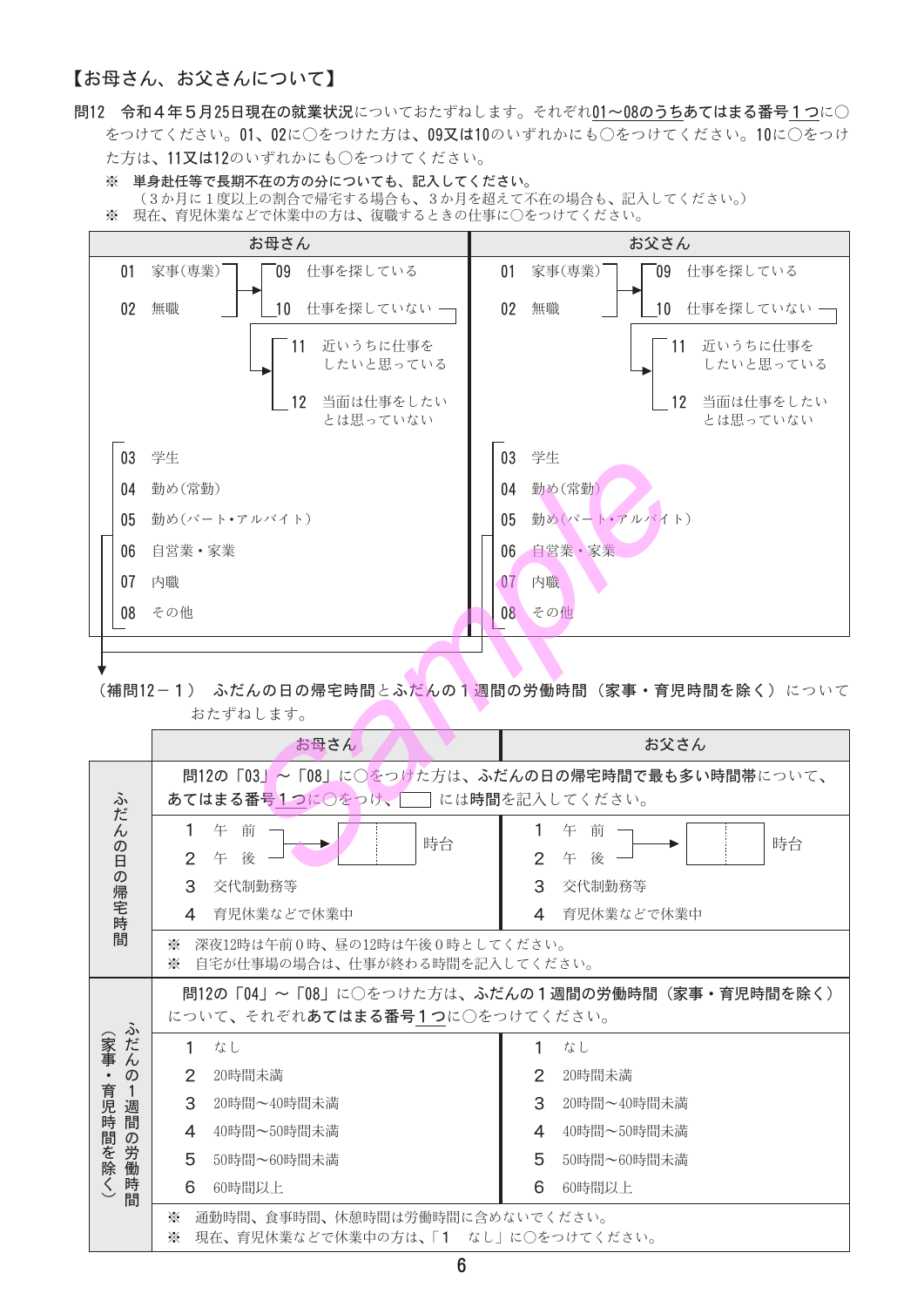## 【お母さん、お父さんについて】

**問12** 令和４年５月25日現在の**就業状況**についておたずねします。それぞれ**01～08のうちあてはまる番号１つ**に○をつけてください。01、02に○をつけた方は、09又は10のいずれかにも○をつけてください。10に○をつけた方は、11又は12のいずれかにも○をつけてください。

※ **単身赴任等で長期不在の方の分についても、記入してください。**
（３か月に１度以上の割合で帰宅する場合も、３か月を超えて不在の場合も、記入してください。）

※ 現在、育児休業などで休業中の方は、復職するときの仕事に○をつけてください。

| お母さん | お父さん |
|---|---|
| 01 家事(専業)<br>02 無職<br>→ 09 仕事を探している<br>→ 10 仕事を探していない<br>　→ 11 近いうちに仕事をしたいと思っている<br>　→ 12 当面は仕事をしたいとは思っていない | 01 家事(専業)<br>02 無職<br>→ 09 仕事を探している<br>→ 10 仕事を探していない<br>　→ 11 近いうちに仕事をしたいと思っている<br>　→ 12 当面は仕事をしたいとは思っていない |
| 03 学生<br>04 勤め(常勤)<br>05 勤め(パート・アルバイト)<br>06 自営業・家業<br>07 内職<br>08 その他 | 03 学生<br>04 勤め(常勤)<br>05 勤め(パート・アルバイト)<br>06 自営業・家業<br>07 内職<br>08 その他 |

↓

**（補問12－１） ふだんの日の帰宅時間とふだんの１週間の労働時間（家事・育児時間を除く）**についておたずねします。

| | お母さん | お父さん |
|---|---|---|
| ふだんの日の帰宅時間 | **問12の「03」～「08」**に○をつけた方は、**ふだんの日の帰宅時間で最も多い時間帯**について、**あてはまる番号１つ**に○をつけ、□ には**時間を記入**してください。 | |
| | 1 午前 / 2 午後 → □□ 時台<br>3 交代制勤務等<br>4 育児休業などで休業中 | 1 午前 / 2 午後 → □□ 時台<br>3 交代制勤務等<br>4 育児休業などで休業中 |
| | ※ 深夜12時は午前０時、昼の12時は午後０時としてください。<br>※ 自宅が仕事場の場合は、仕事が終わる時間を記入してください。 | |
| ふだんの１週間の労働時間（家事・育児時間を除く） | **問12の「04」～「08」**に○をつけた方は、**ふだんの１週間の労働時間（家事・育児時間を除く）**について、それぞれ**あてはまる番号１つ**に○をつけてください。 | |
| | 1 なし<br>2 20時間未満<br>3 20時間～40時間未満<br>4 40時間～50時間未満<br>5 50時間～60時間未満<br>6 60時間以上 | 1 なし<br>2 20時間未満<br>3 20時間～40時間未満<br>4 40時間～50時間未満<br>5 50時間～60時間未満<br>6 60時間以上 |
| | ※ 通勤時間、食事時間、休憩時間は労働時間に含めないでください。<br>※ 現在、育児休業などで休業中の方は、「１ なし」に○をつけてください。 | |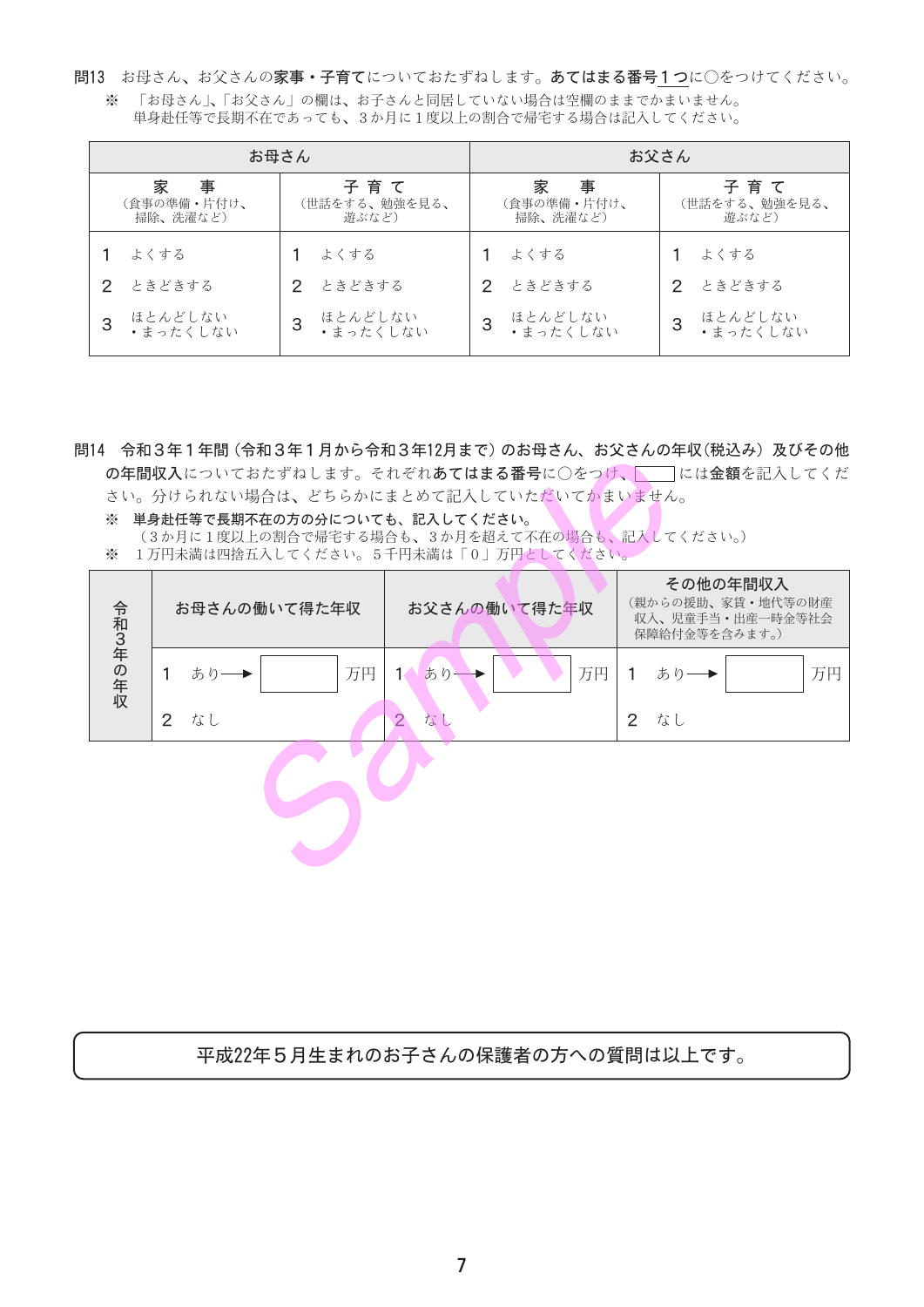**問13**　お母さん、お父さんの**家事・子育て**についておたずねします。**あてはまる番号１つ**に○をつけてください。

※　「お母さん」、「お父さん」の欄は、お子さんと同居していない場合は空欄のままでかまいません。
単身赴任等で長期不在であっても、３か月に１度以上の割合で帰宅する場合は記入してください。

| お母さん | | お父さん | |
|---|---|---|---|
| 家　事（食事の準備・片付け、掃除、洗濯など） | 子育て（世話をする、勉強を見る、遊ぶなど） | 家　事（食事の準備・片付け、掃除、洗濯など） | 子育て（世話をする、勉強を見る、遊ぶなど） |
| 1　よくする | 1　よくする | 1　よくする | 1　よくする |
| 2　ときどきする | 2　ときどきする | 2　ときどきする | 2　ときどきする |
| 3　ほとんどしない・まったくしない | 3　ほとんどしない・まったくしない | 3　ほとんどしない・まったくしない | 3　ほとんどしない・まったくしない |

**問14**　**令和３年１年間（令和３年１月から令和３年12月まで）のお母さん、お父さんの年収（税込み）及びその他の年間収入**についておたずねします。それぞれ**あてはまる番号**に○をつけ、□には**金額**を記入してください。分けられない場合は、どちらかにまとめて記入していただいてかまいません。

※　**単身赴任等で長期不在の方の分についても、記入してください。**
（３か月に１度以上の割合で帰宅する場合も、３か月を超えて不在の場合も、記入してください。）

※　１万円未満は四捨五入してください。５千円未満は「０」万円としてください。

| 令和３年の年収 | お母さんの働いて得た年収 | お父さんの働いて得た年収 | その他の年間収入（親からの援助、家賃・地代等の財産収入、児童手当・出産一時金等社会保障給付金等を含みます。） |
|---|---|---|---|
| | 1　あり→□万円 | 1　あり→□万円 | 1　あり→□万円 |
| | 2　なし | 2　なし | 2　なし |

平成22年５月生まれのお子さんの保護者の方への質問は以上です。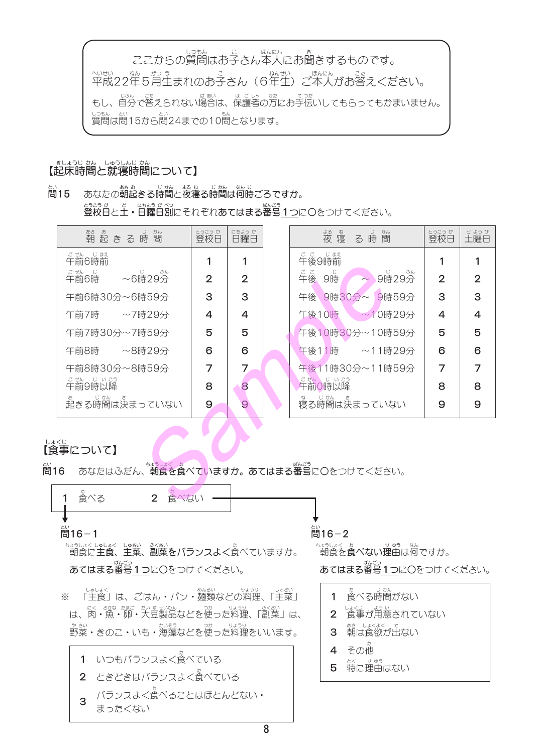ここからの質問はお子さん本人にお聞きするものです。
平成22年5月生まれのお子さん（6年生）ご本人がお答えください。
もし、自分で答えられない場合は、保護者の方にお手伝いしてもらってもかまいません。
質問は問15から問24までの10問となります。

## 【起床時間と就寝時間について】

問15　あなたの朝起きる時間と夜寝る時間は何時ごろですか。
登校日と土・日曜日別にそれぞれあてはまる番号1つに○をつけてください。

| 朝起きる時間 | 登校日 | 日曜日 |
|---|---|---|
| 午前6時前 | 1 | 1 |
| 午前6時　　～6時29分 | 2 | 2 |
| 午前6時30分～6時59分 | 3 | 3 |
| 午前7時　　～7時29分 | 4 | 4 |
| 午前7時30分～7時59分 | 5 | 5 |
| 午前8時　　～8時29分 | 6 | 6 |
| 午前8時30分～8時59分 | 7 | 7 |
| 午前9時以降 | 8 | 8 |
| 起きる時間は決まっていない | 9 | 9 |

| 夜寝る時間 | 登校日 | 土曜日 |
|---|---|---|
| 午後9時前 | 1 | 1 |
| 午後 9時　　～ 9時29分 | 2 | 2 |
| 午後 9時30分～ 9時59分 | 3 | 3 |
| 午後10時　　～10時29分 | 4 | 4 |
| 午後10時30分～10時59分 | 5 | 5 |
| 午後11時　　～11時29分 | 6 | 6 |
| 午後11時30分～11時59分 | 7 | 7 |
| 午前0時以降 | 8 | 8 |
| 寝る時間は決まっていない | 9 | 9 |

## 【食事について】

問16　あなたはふだん、朝食を食べていますか。あてはまる番号に○をつけてください。

1　食べる　　　2　食べない

### 問16－1

（問16で「1　食べる」と答えた方）

朝食に主食、主菜、副菜をバランスよく食べていますか。

あてはまる番号1つに○をつけてください。

※　「主食」は、ごはん・パン・麺類などの料理、「主菜」は、肉・魚・卵・大豆製品などを使った料理、「副菜」は、野菜・きのこ・いも・海藻などを使った料理をいいます。

1　いつもバランスよく食べている
2　ときどきはバランスよく食べている
3　バランスよく食べることはほとんどない・まったくない

### 問16－2

（問16で「2　食べない」と答えた方）

朝食を食べない理由は何ですか。

あてはまる番号1つに○をつけてください。

1　食べる時間がない
2　食事が用意されていない
3　朝は食欲が出ない
4　その他
5　特に理由はない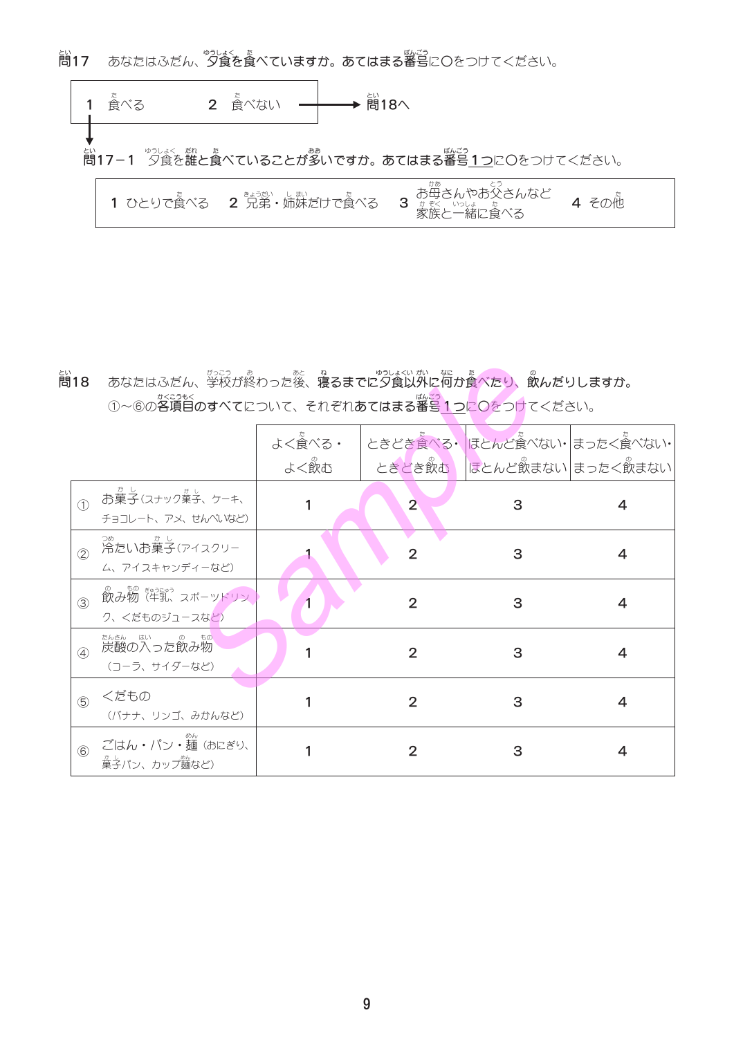問17　あなたはふだん、夕食を食べていますか。あてはまる番号に○をつけてください。

1　食べる　　2　食べない → 問18へ

問17－1　夕食を誰と食べていることが多いですか。あてはまる番号1つに○をつけてください。

1 ひとりで食べる　2 兄弟・姉妹だけで食べる　3 お母さんやお父さんなど家族と一緒に食べる　4 その他

問18　あなたはふだん、学校が終わった後、寝るまでに夕食以外に何か食べたり、飲んだりしますか。
①～⑥の各項目のすべてについて、それぞれあてはまる番号1つに○をつけてください。

| | よく食べる・よく飲む | ときどき食べる・ときどき飲む | ほとんど食べない・ほとんど飲まない | まったく食べない・まったく飲まない |
|---|---|---|---|---|
| ① お菓子（スナック菓子、ケーキ、チョコレート、アメ、せんべいなど） | 1 | 2 | 3 | 4 |
| ② 冷たいお菓子（アイスクリーム、アイスキャンディーなど） | 1 | 2 | 3 | 4 |
| ③ 飲み物（牛乳、スポーツドリンク、くだものジュースなど） | 1 | 2 | 3 | 4 |
| ④ 炭酸の入った飲み物（コーラ、サイダーなど） | 1 | 2 | 3 | 4 |
| ⑤ くだもの（バナナ、リンゴ、みかんなど） | 1 | 2 | 3 | 4 |
| ⑥ ごはん・パン・麺（おにぎり、菓子パン、カップ麺など） | 1 | 2 | 3 | 4 |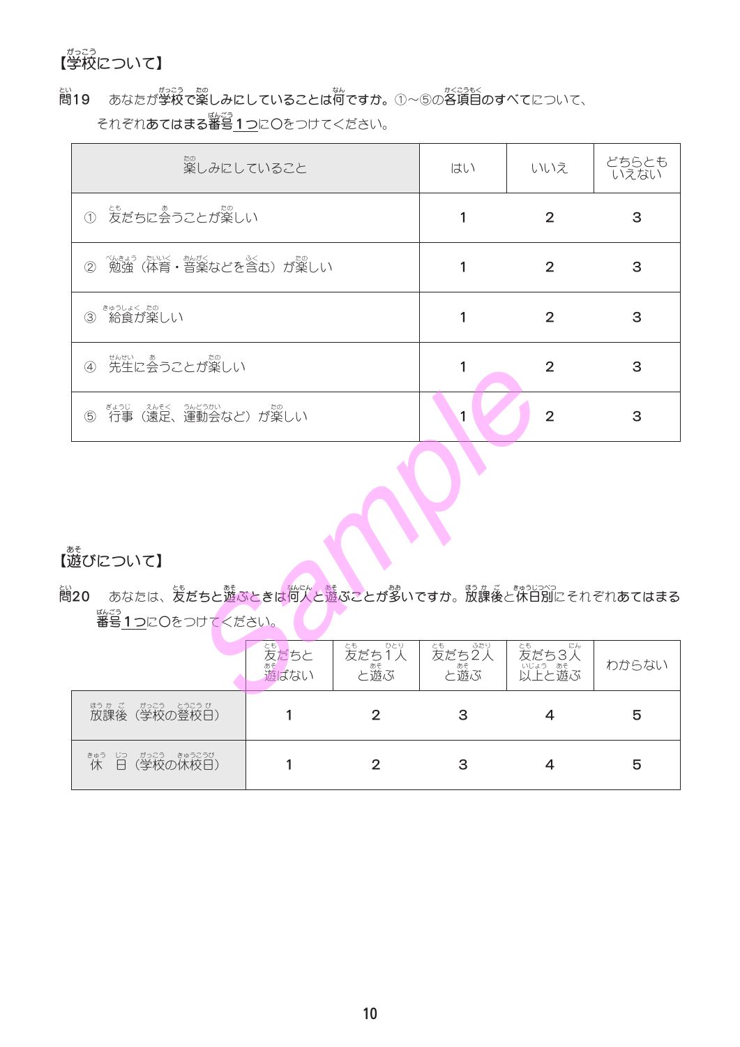## 【学校について】

問19　あなたが学校で楽しみにしていることは何ですか。①～⑤の各項目のすべてについて、それぞれあてはまる番号1つに○をつけてください。

| 楽しみにしていること | はい | いいえ | どちらともいえない |
|---|---|---|---|
| ① 友だちに会うことが楽しい | 1 | 2 | 3 |
| ② 勉強（体育・音楽などを含む）が楽しい | 1 | 2 | 3 |
| ③ 給食が楽しい | 1 | 2 | 3 |
| ④ 先生に会うことが楽しい | 1 | 2 | 3 |
| ⑤ 行事（遠足、運動会など）が楽しい | 1 | 2 | 3 |

## 【遊びについて】

問20　あなたは、友だちと遊ぶときは何人と遊ぶことが多いですか。放課後と休日別にそれぞれあてはまる番号1つに○をつけてください。

| | 友だちと遊ばない | 友だち1人と遊ぶ | 友だち2人と遊ぶ | 友だち3人以上と遊ぶ | わからない |
|---|---|---|---|---|---|
| 放課後（学校の登校日） | 1 | 2 | 3 | 4 | 5 |
| 休　日（学校の休校日） | 1 | 2 | 3 | 4 | 5 |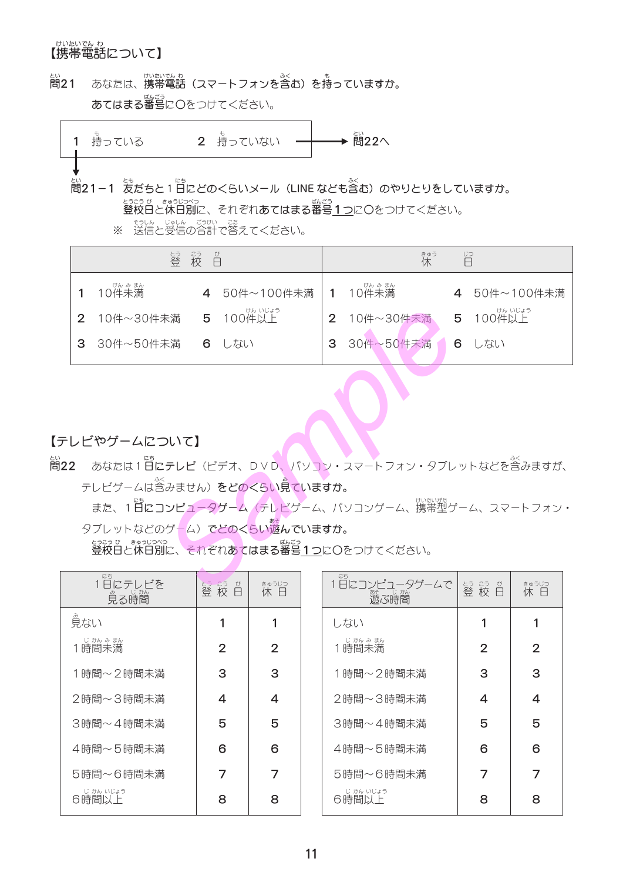【携帯電話について】

問21　あなたは、携帯電話（スマートフォンを含む）を持っていますか。
あてはまる番号に○をつけてください。

| 1　持っている | 2　持っていない → 問22へ |
|---|---|

↓

問21－1　友だちと1日にどのくらいメール（LINEなども含む）のやりとりをしていますか。
登校日と休日別に、それぞれあてはまる番号1つに○をつけてください。
※　送信と受信の合計で答えてください。

| 登校日 | | 休日 | |
|---|---|---|---|
| 1　10件未満 | 4　50件～100件未満 | 1　10件未満 | 4　50件～100件未満 |
| 2　10件～30件未満 | 5　100件以上 | 2　10件～30件未満 | 5　100件以上 |
| 3　30件～50件未満 | 6　しない | 3　30件～50件未満 | 6　しない |

【テレビやゲームについて】

問22　あなたは1日にテレビ（ビデオ、ＤＶＤ、パソコン・スマートフォン・タブレットなどを含みますが、テレビゲームは含みません）をどのくらい見ていますか。
また、1日にコンピュータゲーム（テレビゲーム、パソコンゲーム、携帯型ゲーム、スマートフォン・タブレットなどのゲーム）でどのくらい遊んでいますか。
登校日と休日別に、それぞれあてはまる番号1つに○をつけてください。

| 1日にテレビを見る時間 | 登校日 | 休日 |
|---|---|---|
| 見ない | 1 | 1 |
| 1時間未満 | 2 | 2 |
| 1時間～2時間未満 | 3 | 3 |
| 2時間～3時間未満 | 4 | 4 |
| 3時間～4時間未満 | 5 | 5 |
| 4時間～5時間未満 | 6 | 6 |
| 5時間～6時間未満 | 7 | 7 |
| 6時間以上 | 8 | 8 |

| 1日にコンピュータゲームで遊ぶ時間 | 登校日 | 休日 |
|---|---|---|
| しない | 1 | 1 |
| 1時間未満 | 2 | 2 |
| 1時間～2時間未満 | 3 | 3 |
| 2時間～3時間未満 | 4 | 4 |
| 3時間～4時間未満 | 5 | 5 |
| 4時間～5時間未満 | 6 | 6 |
| 5時間～6時間未満 | 7 | 7 |
| 6時間以上 | 8 | 8 |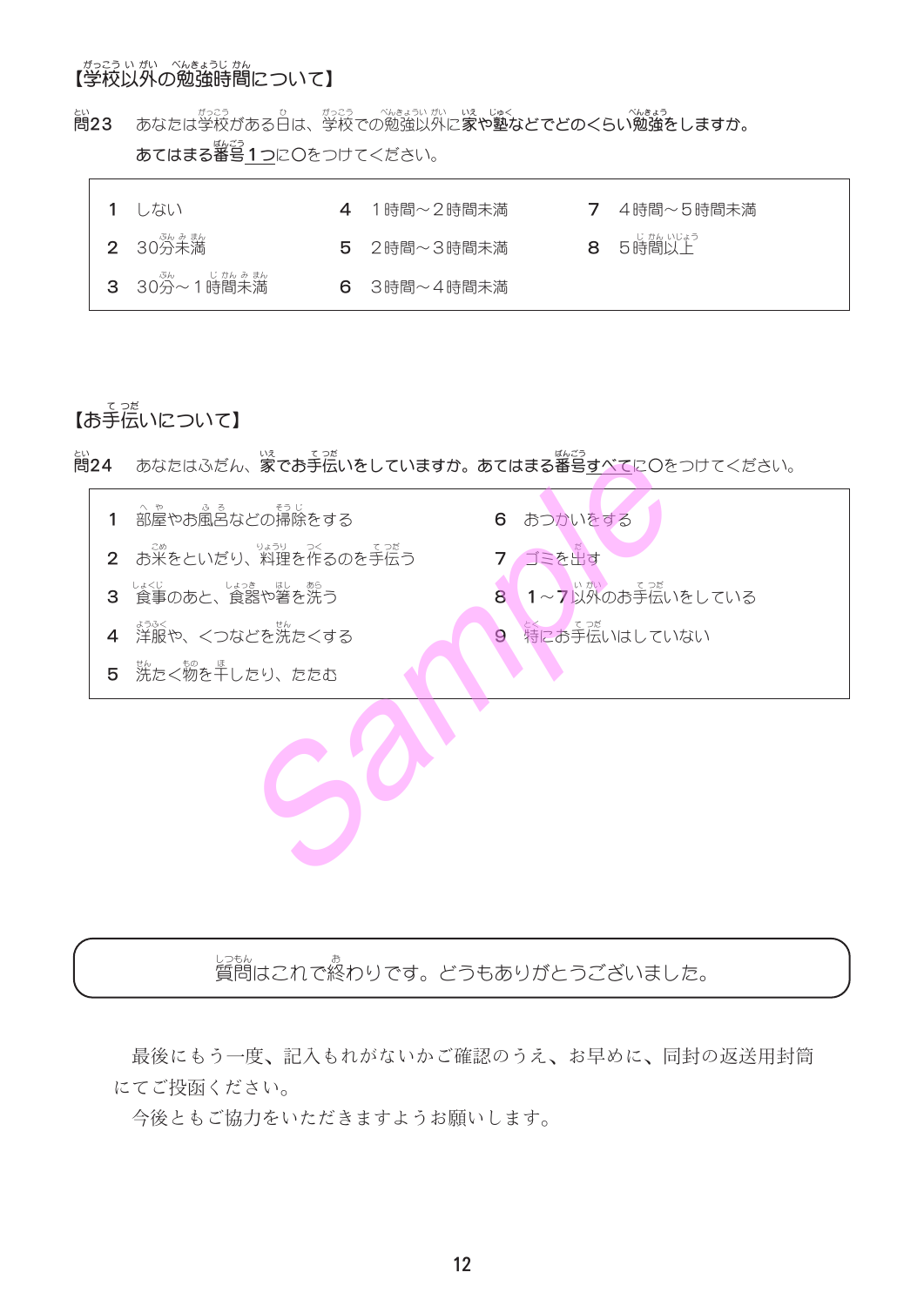【学校以外の勉強時間について】

問23　あなたは学校がある日は、学校での勉強以外に**家や塾**などでどのくらい勉強をしますか。
あてはまる番号1つに○をつけてください。

| | | |
|---|---|---|
| 1　しない | 4　1時間～2時間未満 | 7　4時間～5時間未満 |
| 2　30分未満 | 5　2時間～3時間未満 | 8　5時間以上 |
| 3　30分～1時間未満 | 6　3時間～4時間未満 | |

【お手伝いについて】

問24　あなたはふだん、**家でお手伝いをしていますか。あてはまる番号すべてに○をつけてください。**

| | |
|---|---|
| 1　部屋やお風呂などの掃除をする | 6　おつかいをする |
| 2　お米をといだり、料理を作るのを手伝う | 7　ゴミを出す |
| 3　食事のあと、食器や箸を洗う | 8　1～7以外のお手伝いをしている |
| 4　洋服や、くつなどを洗たくする | 9　特にお手伝いはしていない |
| 5　洗たく物を干したり、たたむ | |

質問はこれで終わりです。どうもありがとうございました。

最後にもう一度、記入もれがないかご確認のうえ、お早めに、同封の返送用封筒にてご投函ください。
今後ともご協力をいただきますようお願いします。